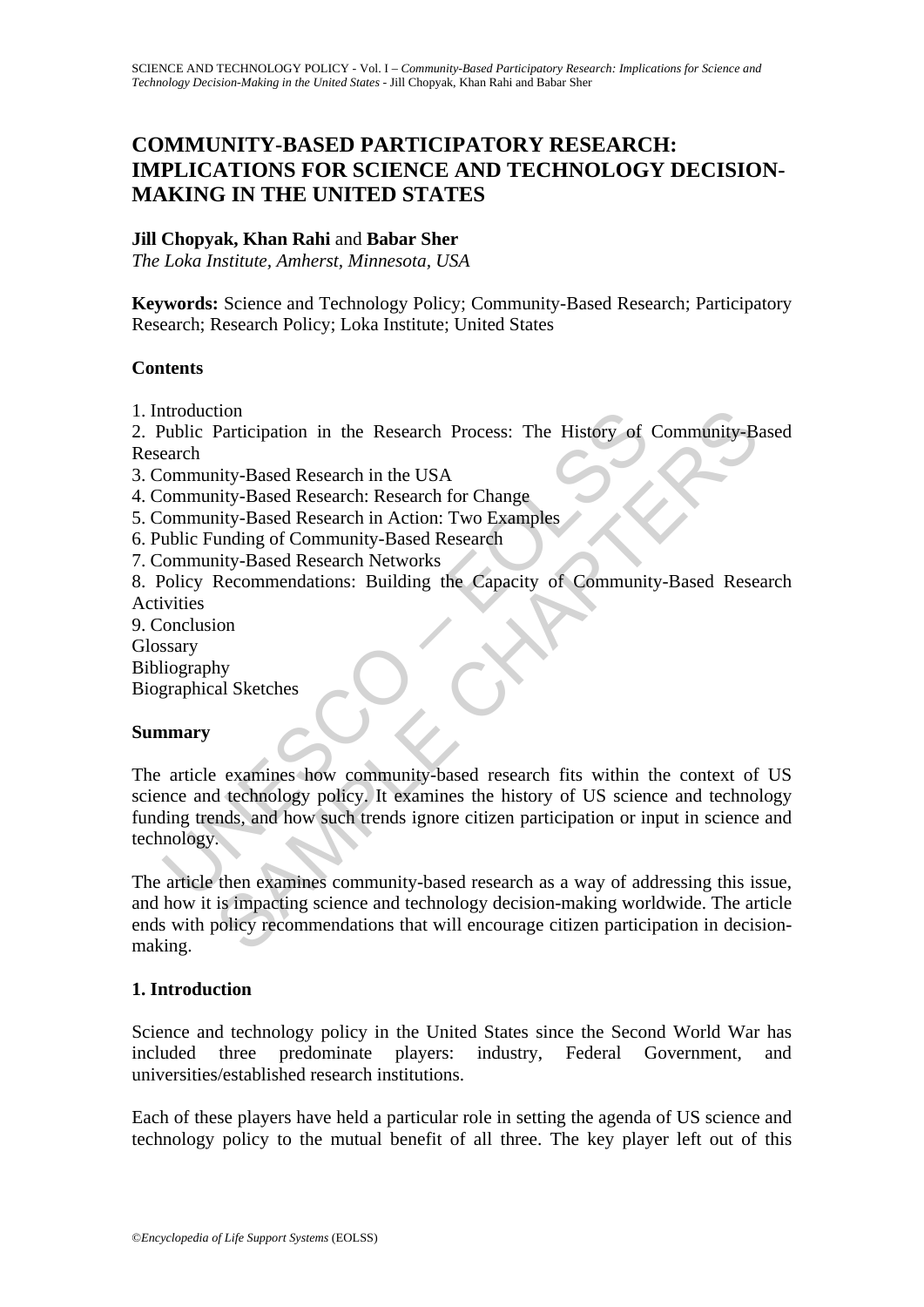# COMMUNITY-BASED PARTICIPATORY RESEARCH: IMPLICATIONS FOR SCIENCE AND TECHNOLOGY DECISION-MAKING IN THE UNITED STATES

**Jill Chopyak, Khan Rahi** and **Babar Sher**

*The Loka Institute, Amherst, Minnesota, USA*

**Keywords:** Science and Technology Policy; Community-Based Research; Participatory Research; Research Policy; Loka Institute; United States

**Contents**

1. Introduction
2. Public Participation in the Research Process: The History of Community-Based Research
3. Community-Based Research in the USA
4. Community-Based Research: Research for Change
5. Community-Based Research in Action: Two Examples
6. Public Funding of Community-Based Research
7. Community-Based Research Networks
8. Policy Recommendations: Building the Capacity of Community-Based Research Activities
9. Conclusion

Glossary
Bibliography
Biographical Sketches

**Summary**

The article examines how community-based research fits within the context of US science and technology policy. It examines the history of US science and technology funding trends, and how such trends ignore citizen participation or input in science and technology.

The article then examines community-based research as a way of addressing this issue, and how it is impacting science and technology decision-making worldwide. The article ends with policy recommendations that will encourage citizen participation in decision-making.

## 1. Introduction

Science and technology policy in the United States since the Second World War has included three predominate players: industry, Federal Government, and universities/established research institutions.

Each of these players have held a particular role in setting the agenda of US science and technology policy to the mutual benefit of all three. The key player left out of this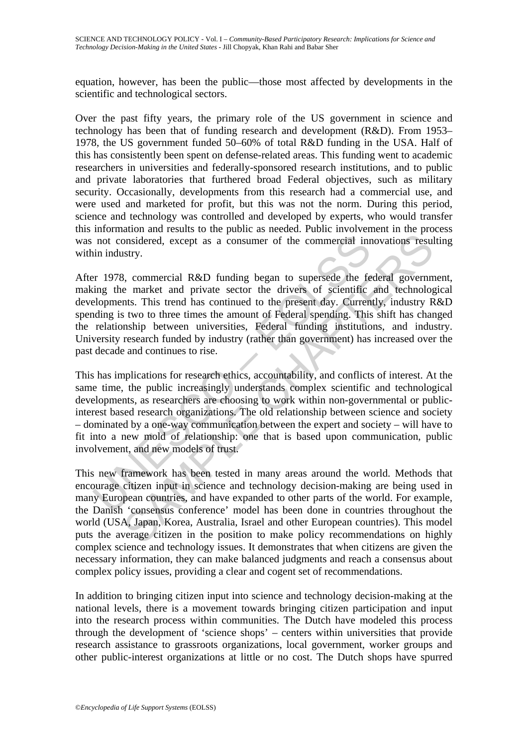equation, however, has been the public—those most affected by developments in the scientific and technological sectors.

Over the past fifty years, the primary role of the US government in science and technology has been that of funding research and development (R&D). From 1953–1978, the US government funded 50–60% of total R&D funding in the USA. Half of this has consistently been spent on defense-related areas. This funding went to academic researchers in universities and federally-sponsored research institutions, and to public and private laboratories that furthered broad Federal objectives, such as military security. Occasionally, developments from this research had a commercial use, and were used and marketed for profit, but this was not the norm. During this period, science and technology was controlled and developed by experts, who would transfer this information and results to the public as needed. Public involvement in the process was not considered, except as a consumer of the commercial innovations resulting within industry.

After 1978, commercial R&D funding began to supersede the federal government, making the market and private sector the drivers of scientific and technological developments. This trend has continued to the present day. Currently, industry R&D spending is two to three times the amount of Federal spending. This shift has changed the relationship between universities, Federal funding institutions, and industry. University research funded by industry (rather than government) has increased over the past decade and continues to rise.

This has implications for research ethics, accountability, and conflicts of interest. At the same time, the public increasingly understands complex scientific and technological developments, as researchers are choosing to work within non-governmental or public-interest based research organizations. The old relationship between science and society – dominated by a one-way communication between the expert and society – will have to fit into a new mold of relationship: one that is based upon communication, public involvement, and new models of trust.

This new framework has been tested in many areas around the world. Methods that encourage citizen input in science and technology decision-making are being used in many European countries, and have expanded to other parts of the world. For example, the Danish 'consensus conference' model has been done in countries throughout the world (USA, Japan, Korea, Australia, Israel and other European countries). This model puts the average citizen in the position to make policy recommendations on highly complex science and technology issues. It demonstrates that when citizens are given the necessary information, they can make balanced judgments and reach a consensus about complex policy issues, providing a clear and cogent set of recommendations.

In addition to bringing citizen input into science and technology decision-making at the national levels, there is a movement towards bringing citizen participation and input into the research process within communities. The Dutch have modeled this process through the development of 'science shops' – centers within universities that provide research assistance to grassroots organizations, local government, worker groups and other public-interest organizations at little or no cost. The Dutch shops have spurred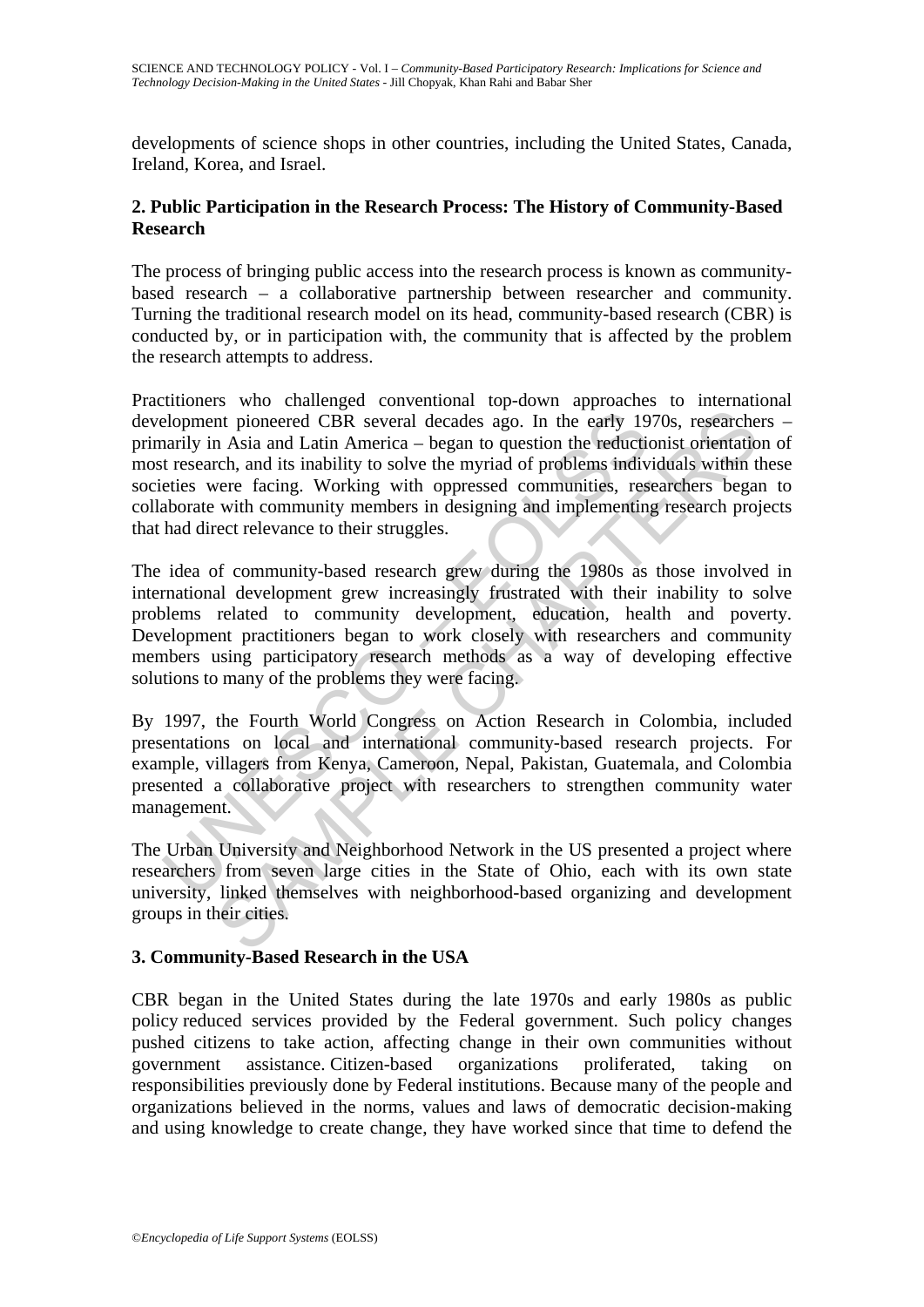developments of science shops in other countries, including the United States, Canada, Ireland, Korea, and Israel.

## 2. Public Participation in the Research Process: The History of Community-Based Research

The process of bringing public access into the research process is known as community-based research – a collaborative partnership between researcher and community. Turning the traditional research model on its head, community-based research (CBR) is conducted by, or in participation with, the community that is affected by the problem the research attempts to address.

Practitioners who challenged conventional top-down approaches to international development pioneered CBR several decades ago. In the early 1970s, researchers – primarily in Asia and Latin America – began to question the reductionist orientation of most research, and its inability to solve the myriad of problems individuals within these societies were facing. Working with oppressed communities, researchers began to collaborate with community members in designing and implementing research projects that had direct relevance to their struggles.

The idea of community-based research grew during the 1980s as those involved in international development grew increasingly frustrated with their inability to solve problems related to community development, education, health and poverty. Development practitioners began to work closely with researchers and community members using participatory research methods as a way of developing effective solutions to many of the problems they were facing.

By 1997, the Fourth World Congress on Action Research in Colombia, included presentations on local and international community-based research projects. For example, villagers from Kenya, Cameroon, Nepal, Pakistan, Guatemala, and Colombia presented a collaborative project with researchers to strengthen community water management.

The Urban University and Neighborhood Network in the US presented a project where researchers from seven large cities in the State of Ohio, each with its own state university, linked themselves with neighborhood-based organizing and development groups in their cities.

## 3. Community-Based Research in the USA

CBR began in the United States during the late 1970s and early 1980s as public policy reduced services provided by the Federal government. Such policy changes pushed citizens to take action, affecting change in their own communities without government assistance. Citizen-based organizations proliferated, taking on responsibilities previously done by Federal institutions. Because many of the people and organizations believed in the norms, values and laws of democratic decision-making and using knowledge to create change, they have worked since that time to defend the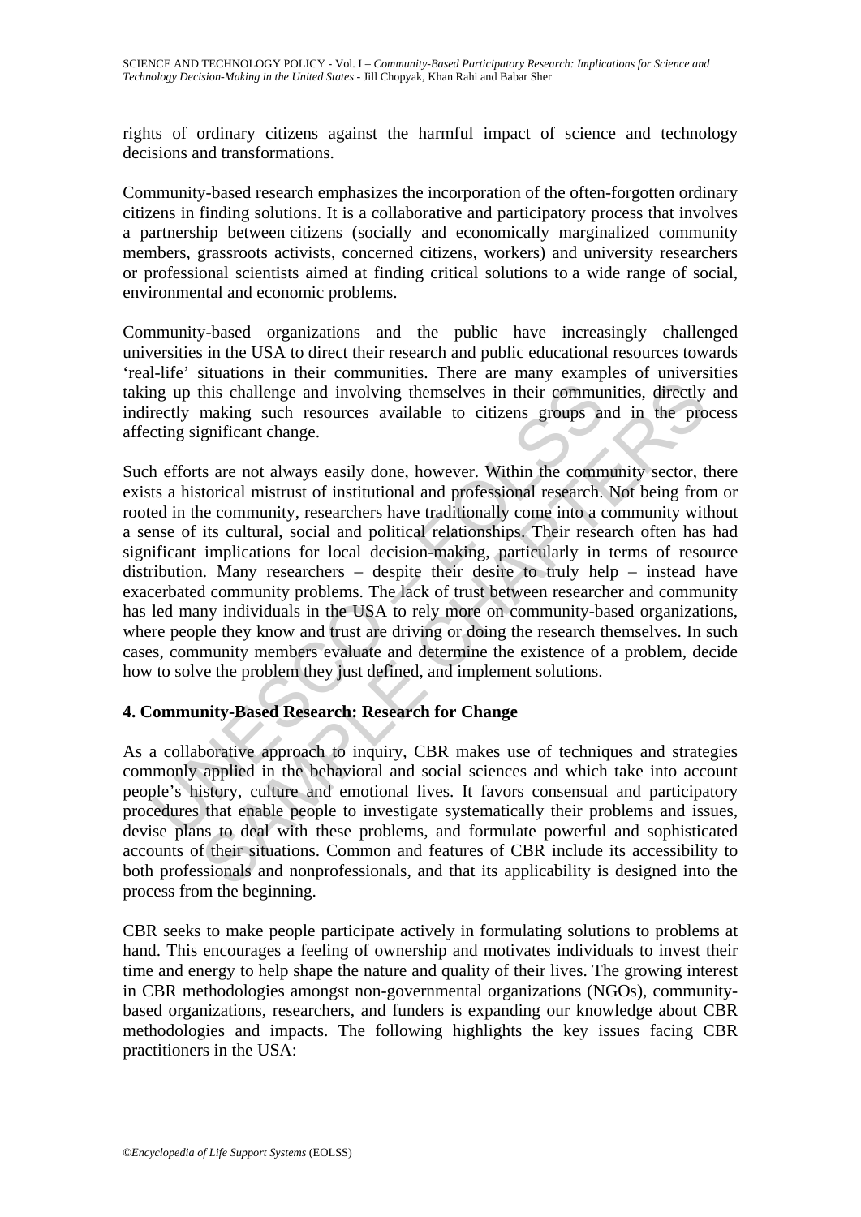rights of ordinary citizens against the harmful impact of science and technology decisions and transformations.

Community-based research emphasizes the incorporation of the often-forgotten ordinary citizens in finding solutions. It is a collaborative and participatory process that involves a partnership between citizens (socially and economically marginalized community members, grassroots activists, concerned citizens, workers) and university researchers or professional scientists aimed at finding critical solutions to a wide range of social, environmental and economic problems.

Community-based organizations and the public have increasingly challenged universities in the USA to direct their research and public educational resources towards 'real-life' situations in their communities. There are many examples of universities taking up this challenge and involving themselves in their communities, directly and indirectly making such resources available to citizens groups and in the process affecting significant change.

Such efforts are not always easily done, however. Within the community sector, there exists a historical mistrust of institutional and professional research. Not being from or rooted in the community, researchers have traditionally come into a community without a sense of its cultural, social and political relationships. Their research often has had significant implications for local decision-making, particularly in terms of resource distribution. Many researchers – despite their desire to truly help – instead have exacerbated community problems. The lack of trust between researcher and community has led many individuals in the USA to rely more on community-based organizations, where people they know and trust are driving or doing the research themselves. In such cases, community members evaluate and determine the existence of a problem, decide how to solve the problem they just defined, and implement solutions.

## 4. Community-Based Research: Research for Change

As a collaborative approach to inquiry, CBR makes use of techniques and strategies commonly applied in the behavioral and social sciences and which take into account people's history, culture and emotional lives. It favors consensual and participatory procedures that enable people to investigate systematically their problems and issues, devise plans to deal with these problems, and formulate powerful and sophisticated accounts of their situations. Common and features of CBR include its accessibility to both professionals and nonprofessionals, and that its applicability is designed into the process from the beginning.

CBR seeks to make people participate actively in formulating solutions to problems at hand. This encourages a feeling of ownership and motivates individuals to invest their time and energy to help shape the nature and quality of their lives. The growing interest in CBR methodologies amongst non-governmental organizations (NGOs), community-based organizations, researchers, and funders is expanding our knowledge about CBR methodologies and impacts. The following highlights the key issues facing CBR practitioners in the USA: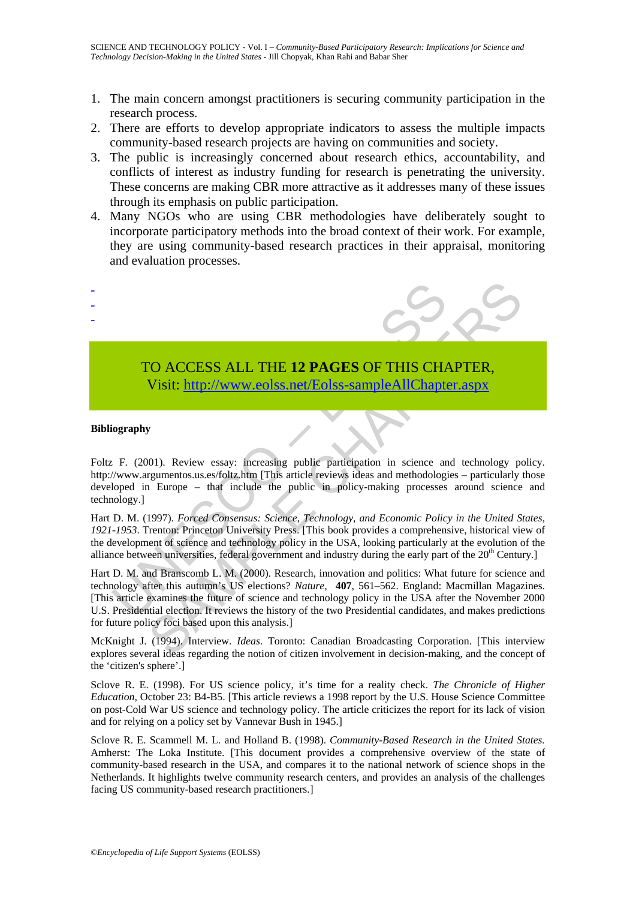1. The main concern amongst practitioners is securing community participation in the research process.
2. There are efforts to develop appropriate indicators to assess the multiple impacts community-based research projects are having on communities and society.
3. The public is increasingly concerned about research ethics, accountability, and conflicts of interest as industry funding for research is penetrating the university. These concerns are making CBR more attractive as it addresses many of these issues through its emphasis on public participation.
4. Many NGOs who are using CBR methodologies have deliberately sought to incorporate participatory methods into the broad context of their work. For example, they are using community-based research practices in their appraisal, monitoring and evaluation processes.

-
-
-

TO ACCESS ALL THE **12 PAGES** OF THIS CHAPTER,
Visit: http://www.eolss.net/Eolss-sampleAllChapter.aspx

**Bibliography**

Foltz F. (2001). Review essay: increasing public participation in science and technology policy. http://www.argumentos.us.es/foltz.htm [This article reviews ideas and methodologies – particularly those developed in Europe – that include the public in policy-making processes around science and technology.]

Hart D. M. (1997). *Forced Consensus: Science, Technology, and Economic Policy in the United States, 1921-1953*. Trenton: Princeton University Press. [This book provides a comprehensive, historical view of the development of science and technology policy in the USA, looking particularly at the evolution of the alliance between universities, federal government and industry during the early part of the 20th Century.]

Hart D. M. and Branscomb L. M. (2000). Research, innovation and politics: What future for science and technology after this autumn's US elections? *Nature*, **407**, 561–562. England: Macmillan Magazines. [This article examines the future of science and technology policy in the USA after the November 2000 U.S. Presidential election. It reviews the history of the two Presidential candidates, and makes predictions for future policy foci based upon this analysis.]

McKnight J. (1994). Interview. *Ideas*. Toronto: Canadian Broadcasting Corporation. [This interview explores several ideas regarding the notion of citizen involvement in decision-making, and the concept of the 'citizen's sphere'.]

Sclove R. E. (1998). For US science policy, it's time for a reality check. *The Chronicle of Higher Education*, October 23: B4-B5. [This article reviews a 1998 report by the U.S. House Science Committee on post-Cold War US science and technology policy. The article criticizes the report for its lack of vision and for relying on a policy set by Vannevar Bush in 1945.]

Sclove R. E. Scammell M. L. and Holland B. (1998). *Community-Based Research in the United States.* Amherst: The Loka Institute. [This document provides a comprehensive overview of the state of community-based research in the USA, and compares it to the national network of science shops in the Netherlands. It highlights twelve community research centers, and provides an analysis of the challenges facing US community-based research practitioners.]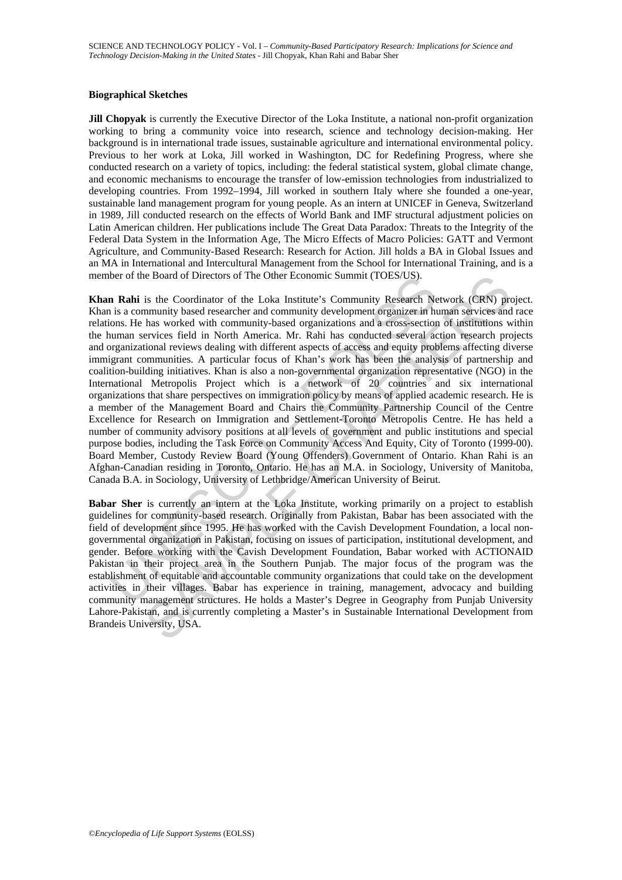### Biographical Sketches

**Jill Chopyak** is currently the Executive Director of the Loka Institute, a national non-profit organization working to bring a community voice into research, science and technology decision-making. Her background is in international trade issues, sustainable agriculture and international environmental policy. Previous to her work at Loka, Jill worked in Washington, DC for Redefining Progress, where she conducted research on a variety of topics, including: the federal statistical system, global climate change, and economic mechanisms to encourage the transfer of low-emission technologies from industrialized to developing countries. From 1992–1994, Jill worked in southern Italy where she founded a one-year, sustainable land management program for young people. As an intern at UNICEF in Geneva, Switzerland in 1989, Jill conducted research on the effects of World Bank and IMF structural adjustment policies on Latin American children. Her publications include The Great Data Paradox: Threats to the Integrity of the Federal Data System in the Information Age, The Micro Effects of Macro Policies: GATT and Vermont Agriculture, and Community-Based Research: Research for Action. Jill holds a BA in Global Issues and an MA in International and Intercultural Management from the School for International Training, and is a member of the Board of Directors of The Other Economic Summit (TOES/US).

**Khan Rahi** is the Coordinator of the Loka Institute's Community Research Network (CRN) project. Khan is a community based researcher and community development organizer in human services and race relations. He has worked with community-based organizations and a cross-section of institutions within the human services field in North America. Mr. Rahi has conducted several action research projects and organizational reviews dealing with different aspects of access and equity problems affecting diverse immigrant communities. A particular focus of Khan's work has been the analysis of partnership and coalition-building initiatives. Khan is also a non-governmental organization representative (NGO) in the International Metropolis Project which is a network of 20 countries and six international organizations that share perspectives on immigration policy by means of applied academic research. He is a member of the Management Board and Chairs the Community Partnership Council of the Centre Excellence for Research on Immigration and Settlement-Toronto Metropolis Centre. He has held a number of community advisory positions at all levels of government and public institutions and special purpose bodies, including the Task Force on Community Access And Equity, City of Toronto (1999-00). Board Member, Custody Review Board (Young Offenders) Government of Ontario. Khan Rahi is an Afghan-Canadian residing in Toronto, Ontario. He has an M.A. in Sociology, University of Manitoba, Canada B.A. in Sociology, University of Lethbridge/American University of Beirut.

**Babar Sher** is currently an intern at the Loka Institute, working primarily on a project to establish guidelines for community-based research. Originally from Pakistan, Babar has been associated with the field of development since 1995. He has worked with the Cavish Development Foundation, a local non-governmental organization in Pakistan, focusing on issues of participation, institutional development, and gender. Before working with the Cavish Development Foundation, Babar worked with ACTIONAID Pakistan in their project area in the Southern Punjab. The major focus of the program was the establishment of equitable and accountable community organizations that could take on the development activities in their villages. Babar has experience in training, management, advocacy and building community management structures. He holds a Master's Degree in Geography from Punjab University Lahore-Pakistan, and is currently completing a Master's in Sustainable International Development from Brandeis University, USA.